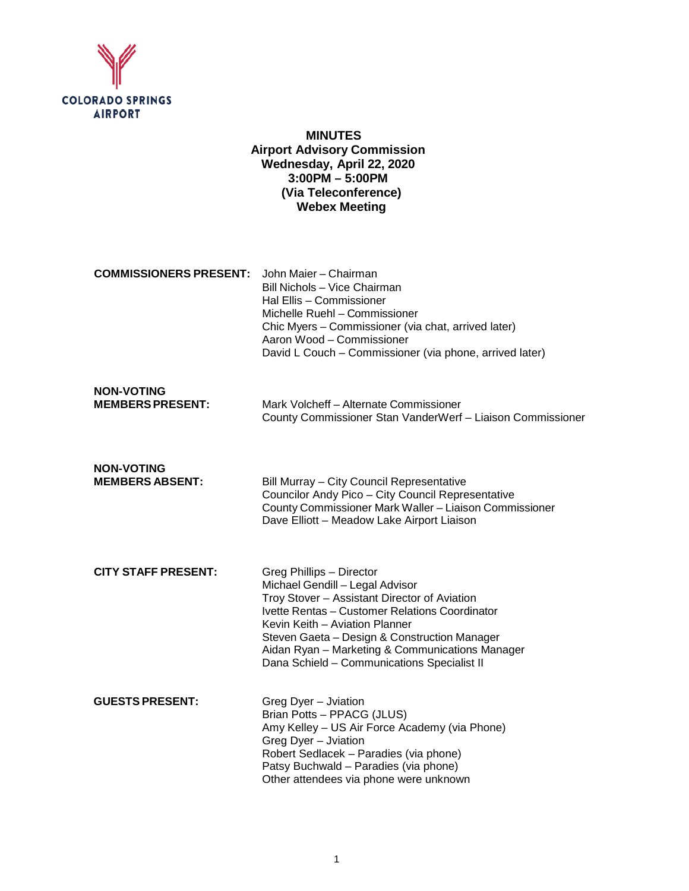COLORADO SPRINGS AIRPORT

# MINUTES

**Airport Advisory Commission**
**Wednesday, April 22, 2020**
**3:00PM – 5:00PM**
**(Via Teleconference)**
**Webex Meeting**

**COMMISSIONERS PRESENT:**
John Maier – Chairman
Bill Nichols – Vice Chairman
Hal Ellis – Commissioner
Michelle Ruehl – Commissioner
Chic Myers – Commissioner (via chat, arrived later)
Aaron Wood – Commissioner
David L Couch – Commissioner (via phone, arrived later)

**NON-VOTING MEMBERS PRESENT:**
Mark Volcheff – Alternate Commissioner
County Commissioner Stan VanderWerf – Liaison Commissioner

**NON-VOTING MEMBERS ABSENT:**
Bill Murray – City Council Representative
Councilor Andy Pico – City Council Representative
County Commissioner Mark Waller – Liaison Commissioner
Dave Elliott – Meadow Lake Airport Liaison

**CITY STAFF PRESENT:**
Greg Phillips – Director
Michael Gendill – Legal Advisor
Troy Stover – Assistant Director of Aviation
Ivette Rentas – Customer Relations Coordinator
Kevin Keith – Aviation Planner
Steven Gaeta – Design & Construction Manager
Aidan Ryan – Marketing & Communications Manager
Dana Schield – Communications Specialist II

**GUESTS PRESENT:**
Greg Dyer – Jviation
Brian Potts – PPACG (JLUS)
Amy Kelley – US Air Force Academy (via Phone)
Greg Dyer – Jviation
Robert Sedlacek – Paradies (via phone)
Patsy Buchwald – Paradies (via phone)
Other attendees via phone were unknown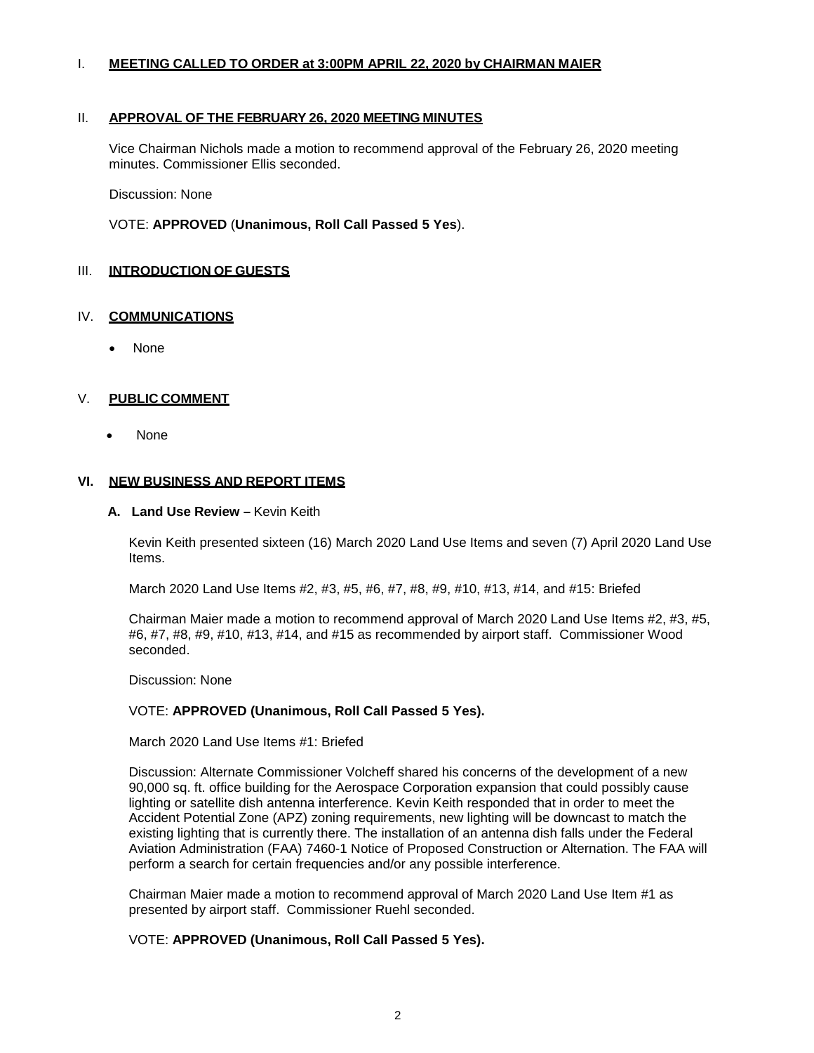## I. MEETING CALLED TO ORDER at 3:00PM APRIL 22, 2020 by CHAIRMAN MAIER

## II. APPROVAL OF THE FEBRUARY 26, 2020 MEETING MINUTES

Vice Chairman Nichols made a motion to recommend approval of the February 26, 2020 meeting minutes. Commissioner Ellis seconded.

Discussion: None

VOTE: **APPROVED** (**Unanimous, Roll Call Passed 5 Yes**).

## III. INTRODUCTION OF GUESTS

## IV. COMMUNICATIONS

- None

## V. PUBLIC COMMENT

- None

## VI. NEW BUSINESS AND REPORT ITEMS

### A. Land Use Review – Kevin Keith

Kevin Keith presented sixteen (16) March 2020 Land Use Items and seven (7) April 2020 Land Use Items.

March 2020 Land Use Items #2, #3, #5, #6, #7, #8, #9, #10, #13, #14, and #15: Briefed

Chairman Maier made a motion to recommend approval of March 2020 Land Use Items #2, #3, #5, #6, #7, #8, #9, #10, #13, #14, and #15 as recommended by airport staff. Commissioner Wood seconded.

Discussion: None

VOTE: **APPROVED (Unanimous, Roll Call Passed 5 Yes).**

March 2020 Land Use Items #1: Briefed

Discussion: Alternate Commissioner Volcheff shared his concerns of the development of a new 90,000 sq. ft. office building for the Aerospace Corporation expansion that could possibly cause lighting or satellite dish antenna interference. Kevin Keith responded that in order to meet the Accident Potential Zone (APZ) zoning requirements, new lighting will be downcast to match the existing lighting that is currently there. The installation of an antenna dish falls under the Federal Aviation Administration (FAA) 7460-1 Notice of Proposed Construction or Alternation. The FAA will perform a search for certain frequencies and/or any possible interference.

Chairman Maier made a motion to recommend approval of March 2020 Land Use Item #1 as presented by airport staff. Commissioner Ruehl seconded.

VOTE: **APPROVED (Unanimous, Roll Call Passed 5 Yes).**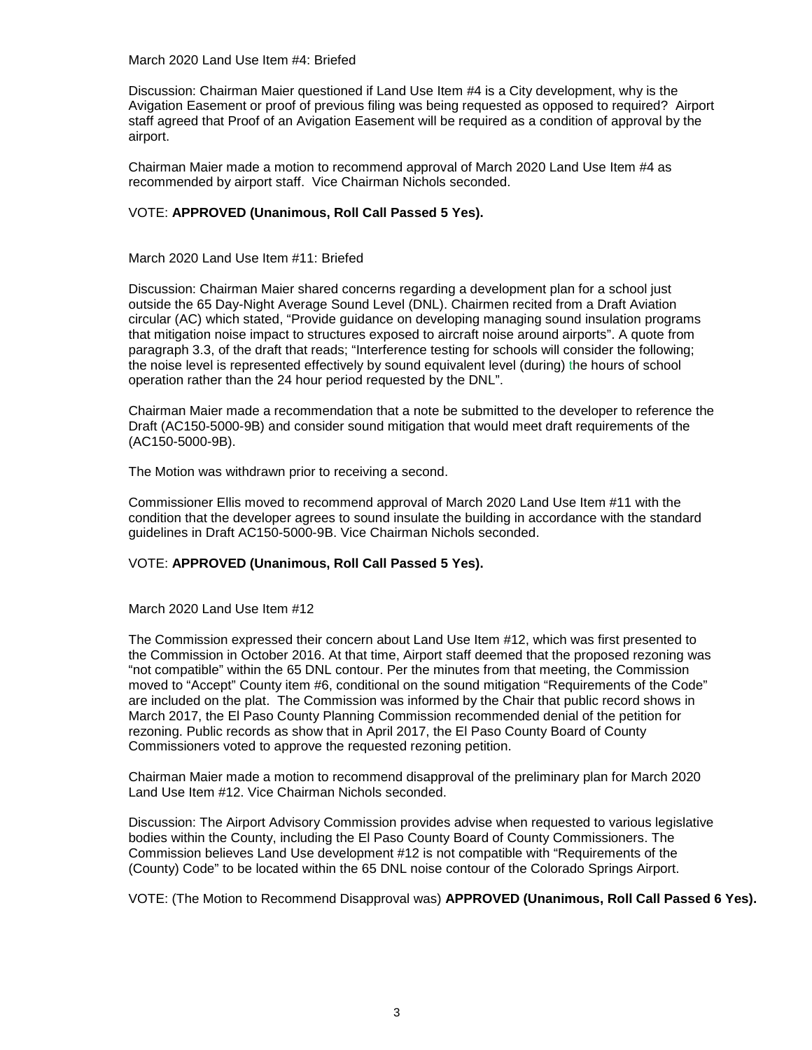March 2020 Land Use Item #4: Briefed

Discussion: Chairman Maier questioned if Land Use Item #4 is a City development, why is the Avigation Easement or proof of previous filing was being requested as opposed to required? Airport staff agreed that Proof of an Avigation Easement will be required as a condition of approval by the airport.

Chairman Maier made a motion to recommend approval of March 2020 Land Use Item #4 as recommended by airport staff. Vice Chairman Nichols seconded.

VOTE: **APPROVED (Unanimous, Roll Call Passed 5 Yes).**

March 2020 Land Use Item #11: Briefed

Discussion: Chairman Maier shared concerns regarding a development plan for a school just outside the 65 Day-Night Average Sound Level (DNL). Chairmen recited from a Draft Aviation circular (AC) which stated, "Provide guidance on developing managing sound insulation programs that mitigation noise impact to structures exposed to aircraft noise around airports". A quote from paragraph 3.3, of the draft that reads; "Interference testing for schools will consider the following; the noise level is represented effectively by sound equivalent level (during) the hours of school operation rather than the 24 hour period requested by the DNL".

Chairman Maier made a recommendation that a note be submitted to the developer to reference the Draft (AC150-5000-9B) and consider sound mitigation that would meet draft requirements of the (AC150-5000-9B).

The Motion was withdrawn prior to receiving a second.

Commissioner Ellis moved to recommend approval of March 2020 Land Use Item #11 with the condition that the developer agrees to sound insulate the building in accordance with the standard guidelines in Draft AC150-5000-9B. Vice Chairman Nichols seconded.

VOTE: **APPROVED (Unanimous, Roll Call Passed 5 Yes).**

March 2020 Land Use Item #12

The Commission expressed their concern about Land Use Item #12, which was first presented to the Commission in October 2016. At that time, Airport staff deemed that the proposed rezoning was "not compatible" within the 65 DNL contour. Per the minutes from that meeting, the Commission moved to "Accept" County item #6, conditional on the sound mitigation "Requirements of the Code" are included on the plat. The Commission was informed by the Chair that public record shows in March 2017, the El Paso County Planning Commission recommended denial of the petition for rezoning. Public records as show that in April 2017, the El Paso County Board of County Commissioners voted to approve the requested rezoning petition.

Chairman Maier made a motion to recommend disapproval of the preliminary plan for March 2020 Land Use Item #12. Vice Chairman Nichols seconded.

Discussion: The Airport Advisory Commission provides advise when requested to various legislative bodies within the County, including the El Paso County Board of County Commissioners. The Commission believes Land Use development #12 is not compatible with "Requirements of the (County) Code" to be located within the 65 DNL noise contour of the Colorado Springs Airport.

VOTE: (The Motion to Recommend Disapproval was) **APPROVED (Unanimous, Roll Call Passed 6 Yes).**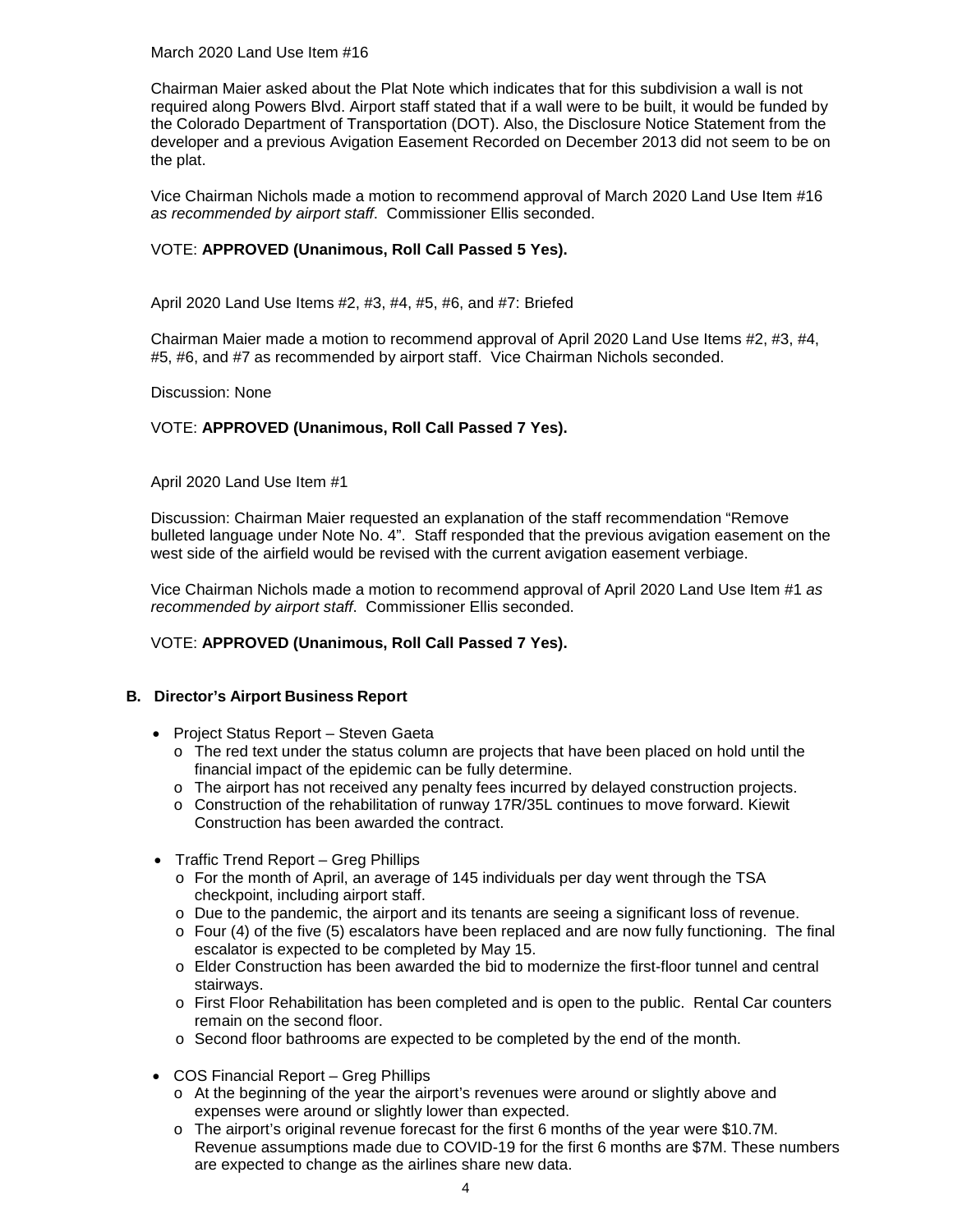March 2020 Land Use Item #16

Chairman Maier asked about the Plat Note which indicates that for this subdivision a wall is not required along Powers Blvd. Airport staff stated that if a wall were to be built, it would be funded by the Colorado Department of Transportation (DOT). Also, the Disclosure Notice Statement from the developer and a previous Avigation Easement Recorded on December 2013 did not seem to be on the plat.

Vice Chairman Nichols made a motion to recommend approval of March 2020 Land Use Item #16 *as recommended by airport staff*. Commissioner Ellis seconded.

VOTE: **APPROVED (Unanimous, Roll Call Passed 5 Yes).**

April 2020 Land Use Items #2, #3, #4, #5, #6, and #7: Briefed

Chairman Maier made a motion to recommend approval of April 2020 Land Use Items #2, #3, #4, #5, #6, and #7 as recommended by airport staff. Vice Chairman Nichols seconded.

Discussion: None

VOTE: **APPROVED (Unanimous, Roll Call Passed 7 Yes).**

April 2020 Land Use Item #1

Discussion: Chairman Maier requested an explanation of the staff recommendation "Remove bulleted language under Note No. 4". Staff responded that the previous avigation easement on the west side of the airfield would be revised with the current avigation easement verbiage.

Vice Chairman Nichols made a motion to recommend approval of April 2020 Land Use Item #1 *as recommended by airport staff*. Commissioner Ellis seconded.

VOTE: **APPROVED (Unanimous, Roll Call Passed 7 Yes).**

**B. Director's Airport Business Report**

- Project Status Report – Steven Gaeta
  - The red text under the status column are projects that have been placed on hold until the financial impact of the epidemic can be fully determine.
  - The airport has not received any penalty fees incurred by delayed construction projects.
  - Construction of the rehabilitation of runway 17R/35L continues to move forward. Kiewit Construction has been awarded the contract.
- Traffic Trend Report – Greg Phillips
  - For the month of April, an average of 145 individuals per day went through the TSA checkpoint, including airport staff.
  - Due to the pandemic, the airport and its tenants are seeing a significant loss of revenue.
  - Four (4) of the five (5) escalators have been replaced and are now fully functioning. The final escalator is expected to be completed by May 15.
  - Elder Construction has been awarded the bid to modernize the first-floor tunnel and central stairways.
  - First Floor Rehabilitation has been completed and is open to the public. Rental Car counters remain on the second floor.
  - Second floor bathrooms are expected to be completed by the end of the month.
- COS Financial Report – Greg Phillips
  - At the beginning of the year the airport's revenues were around or slightly above and expenses were around or slightly lower than expected.
  - The airport's original revenue forecast for the first 6 months of the year were $10.7M. Revenue assumptions made due to COVID-19 for the first 6 months are $7M. These numbers are expected to change as the airlines share new data.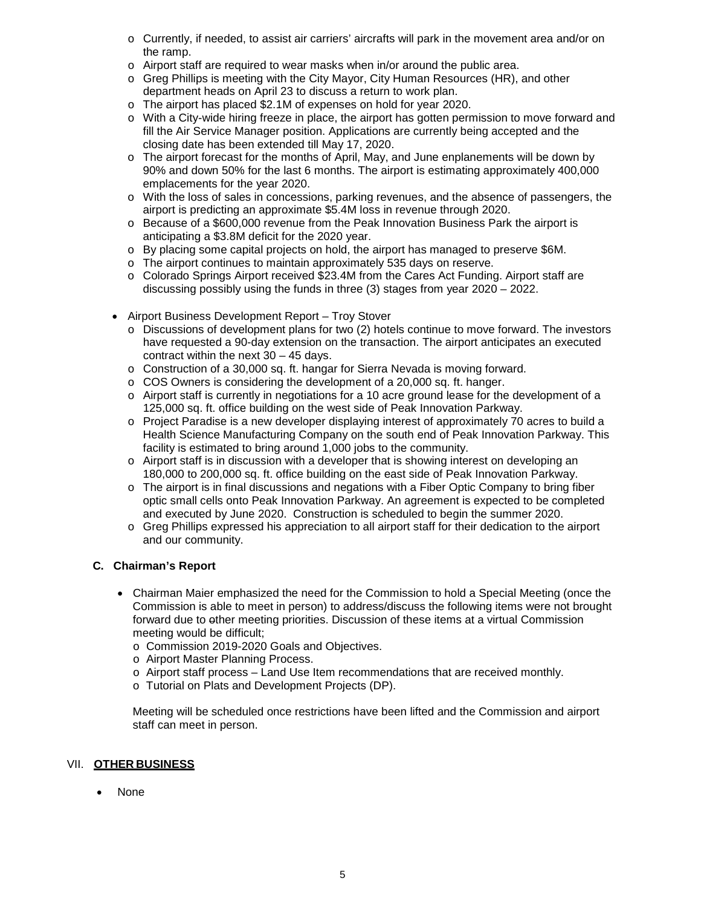- Currently, if needed, to assist air carriers' aircrafts will park in the movement area and/or on the ramp.
- Airport staff are required to wear masks when in/or around the public area.
- Greg Phillips is meeting with the City Mayor, City Human Resources (HR), and other department heads on April 23 to discuss a return to work plan.
- The airport has placed $2.1M of expenses on hold for year 2020.
- With a City-wide hiring freeze in place, the airport has gotten permission to move forward and fill the Air Service Manager position. Applications are currently being accepted and the closing date has been extended till May 17, 2020.
- The airport forecast for the months of April, May, and June enplanements will be down by 90% and down 50% for the last 6 months. The airport is estimating approximately 400,000 emplacements for the year 2020.
- With the loss of sales in concessions, parking revenues, and the absence of passengers, the airport is predicting an approximate $5.4M loss in revenue through 2020.
- Because of a $600,000 revenue from the Peak Innovation Business Park the airport is anticipating a $3.8M deficit for the 2020 year.
- By placing some capital projects on hold, the airport has managed to preserve $6M.
- The airport continues to maintain approximately 535 days on reserve.
- Colorado Springs Airport received $23.4M from the Cares Act Funding. Airport staff are discussing possibly using the funds in three (3) stages from year 2020 – 2022.

- Airport Business Development Report – Troy Stover
  - Discussions of development plans for two (2) hotels continue to move forward. The investors have requested a 90-day extension on the transaction. The airport anticipates an executed contract within the next 30 – 45 days.
  - Construction of a 30,000 sq. ft. hangar for Sierra Nevada is moving forward.
  - COS Owners is considering the development of a 20,000 sq. ft. hanger.
  - Airport staff is currently in negotiations for a 10 acre ground lease for the development of a 125,000 sq. ft. office building on the west side of Peak Innovation Parkway.
  - Project Paradise is a new developer displaying interest of approximately 70 acres to build a Health Science Manufacturing Company on the south end of Peak Innovation Parkway. This facility is estimated to bring around 1,000 jobs to the community.
  - Airport staff is in discussion with a developer that is showing interest on developing an 180,000 to 200,000 sq. ft. office building on the east side of Peak Innovation Parkway.
  - The airport is in final discussions and negations with a Fiber Optic Company to bring fiber optic small cells onto Peak Innovation Parkway. An agreement is expected to be completed and executed by June 2020. Construction is scheduled to begin the summer 2020.
  - Greg Phillips expressed his appreciation to all airport staff for their dedication to the airport and our community.

### C. Chairman's Report

- Chairman Maier emphasized the need for the Commission to hold a Special Meeting (once the Commission is able to meet in person) to address/discuss the following items were not brought forward due to other meeting priorities. Discussion of these items at a virtual Commission meeting would be difficult;
  - Commission 2019-2020 Goals and Objectives.
  - Airport Master Planning Process.
  - Airport staff process – Land Use Item recommendations that are received monthly.
  - Tutorial on Plats and Development Projects (DP).

  Meeting will be scheduled once restrictions have been lifted and the Commission and airport staff can meet in person.

## VII. **OTHER BUSINESS**

- None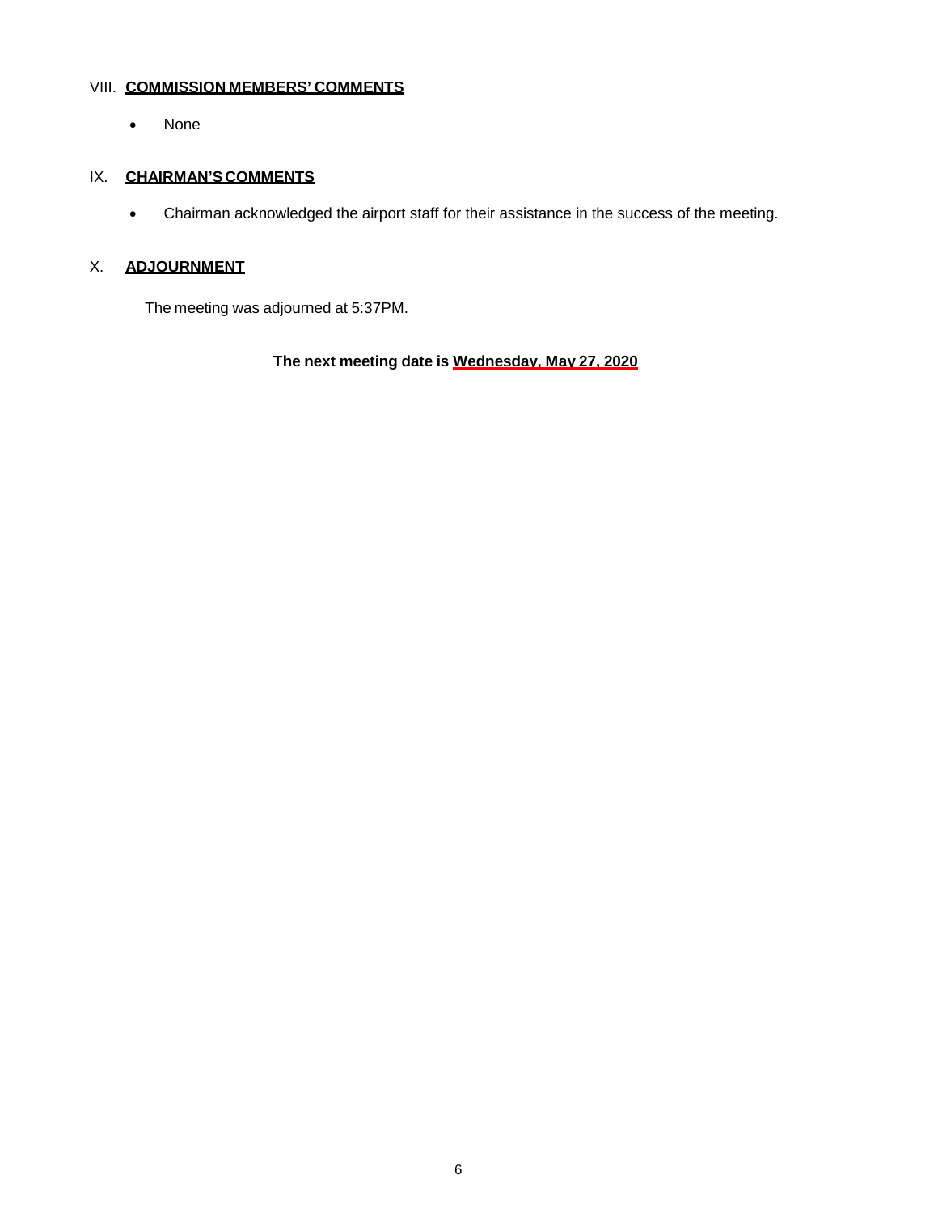## VIII. COMMISSION MEMBERS' COMMENTS

- None

## IX. CHAIRMAN'S COMMENTS

- Chairman acknowledged the airport staff for their assistance in the success of the meeting.

## X. ADJOURNMENT

The meeting was adjourned at 5:37PM.

**The next meeting date is Wednesday, May 27, 2020**